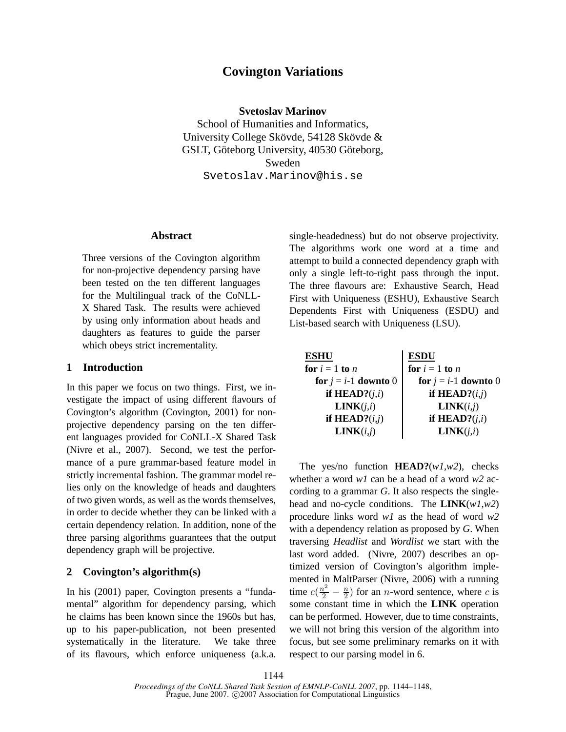# Covington Variations

**Svetoslav Marinov**
School of Humanities and Informatics,
University College Skövde, 54128 Skövde &
GSLT, Göteborg University, 40530 Göteborg,
Sweden
`Svetoslav.Marinov@his.se`

## Abstract

Three versions of the Covington algorithm for non-projective dependency parsing have been tested on the ten different languages for the Multilingual track of the CoNLL-X Shared Task. The results were achieved by using only information about heads and daughters as features to guide the parser which obeys strict incrementality.

## 1 Introduction

In this paper we focus on two things. First, we investigate the impact of using different flavours of Covington's algorithm (Covington, 2001) for non-projective dependency parsing on the ten different languages provided for CoNLL-X Shared Task (Nivre et al., 2007). Second, we test the performance of a pure grammar-based feature model in strictly incremental fashion. The grammar model relies only on the knowledge of heads and daughters of two given words, as well as the words themselves, in order to decide whether they can be linked with a certain dependency relation. In addition, none of the three parsing algorithms guarantees that the output dependency graph will be projective.

## 2 Covington's algorithm(s)

In his (2001) paper, Covington presents a "fundamental" algorithm for dependency parsing, which he claims has been known since the 1960s but has, up to his paper-publication, not been presented systematically in the literature. We take three of its flavours, which enforce uniqueness (a.k.a. single-headedness) but do not observe projectivity. The algorithms work one word at a time and attempt to build a connected dependency graph with only a single left-to-right pass through the input. The three flavours are: Exhaustive Search, Head First with Uniqueness (ESHU), Exhaustive Search Dependents First with Uniqueness (ESDU) and List-based search with Uniqueness (LSU).

| **ESHU** | **ESDU** |
|---|---|
| **for** *i* = 1 **to** *n* | **for** *i* = 1 **to** *n* |
| **for** *j* = *i*-1 **downto** 0 | **for** *j* = *i*-1 **downto** 0 |
| **if HEAD?**(*j*,*i*) | **if HEAD?**(*i*,*j*) |
| **LINK**(*j*,*i*) | **LINK**(*i*,*j*) |
| **if HEAD?**(*i*,*j*) | **if HEAD?**(*j*,*i*) |
| **LINK**(*i*,*j*) | **LINK**(*j*,*i*) |

The yes/no function **HEAD?**(*w1*,*w2*), checks whether a word *w1* can be a head of a word *w2* according to a grammar *G*. It also respects the single-head and no-cycle conditions. The **LINK**(*w1*,*w2*) procedure links word *w1* as the head of word *w2* with a dependency relation as proposed by *G*. When traversing *Headlist* and *Wordlist* we start with the last word added. (Nivre, 2007) describes an optimized version of Covington's algorithm implemented in MaltParser (Nivre, 2006) with a running time $c(\frac{n^2}{2} - \frac{n}{2})$ for an $n$-word sentence, where $c$ is some constant time in which the **LINK** operation can be performed. However, due to time constraints, we will not bring this version of the algorithm into focus, but see some preliminary remarks on it with respect to our parsing model in 6.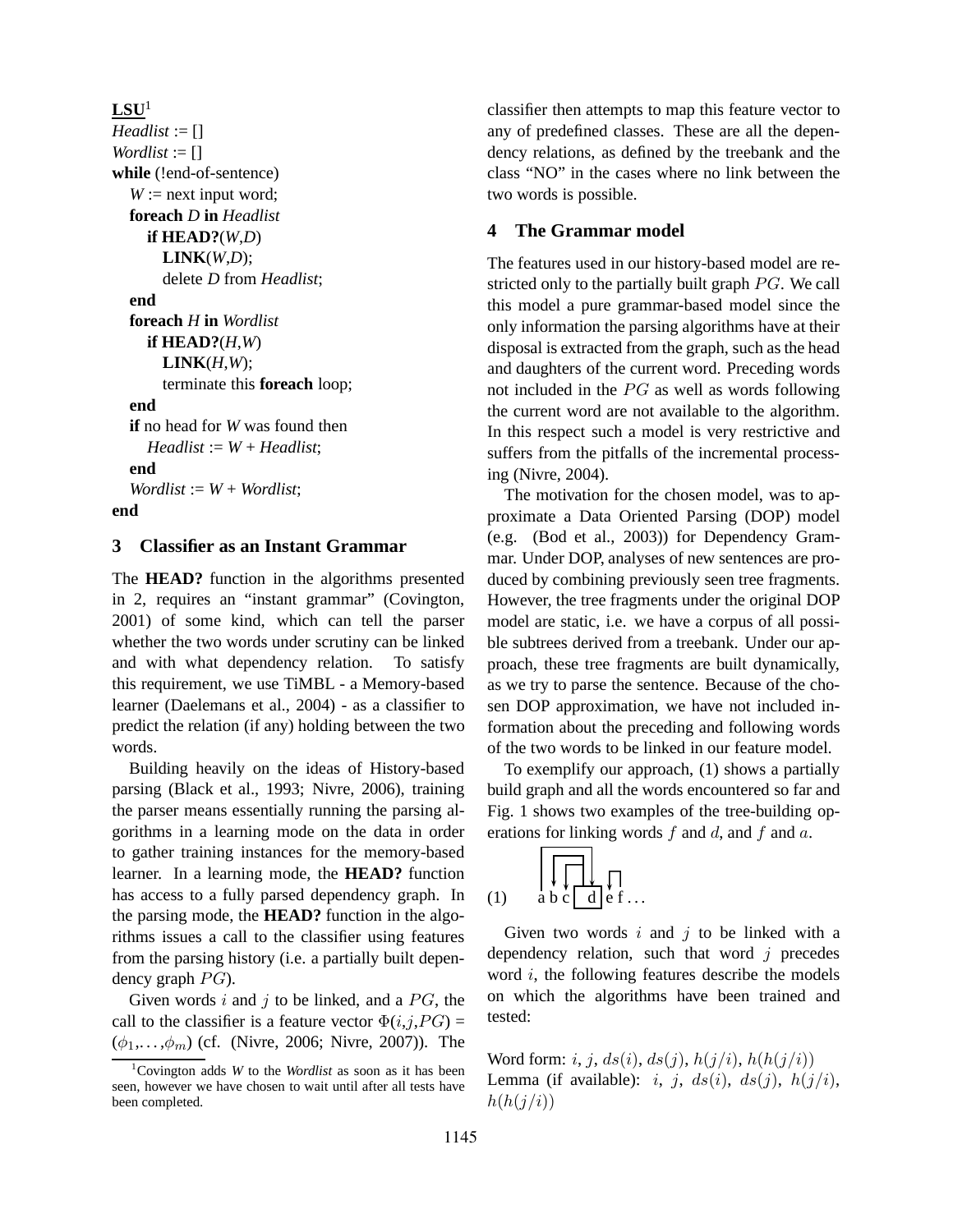**LSU**[1]
*Headlist* := []
*Wordlist* := []
**while** (!end-of-sentence)
&nbsp;&nbsp;&nbsp;*W* := next input word;
&nbsp;&nbsp;&nbsp;**foreach** *D* **in** *Headlist*
&nbsp;&nbsp;&nbsp;&nbsp;&nbsp;&nbsp;**if HEAD?**(*W*,*D*)
&nbsp;&nbsp;&nbsp;&nbsp;&nbsp;&nbsp;&nbsp;&nbsp;&nbsp;**LINK**(*W*,*D*);
&nbsp;&nbsp;&nbsp;&nbsp;&nbsp;&nbsp;&nbsp;&nbsp;&nbsp;delete *D* from *Headlist*;
&nbsp;&nbsp;&nbsp;**end**
&nbsp;&nbsp;&nbsp;**foreach** *H* **in** *Wordlist*
&nbsp;&nbsp;&nbsp;&nbsp;&nbsp;&nbsp;**if HEAD?**(*H*,*W*)
&nbsp;&nbsp;&nbsp;&nbsp;&nbsp;&nbsp;&nbsp;&nbsp;&nbsp;**LINK**(*H*,*W*);
&nbsp;&nbsp;&nbsp;&nbsp;&nbsp;&nbsp;&nbsp;&nbsp;&nbsp;terminate this **foreach** loop;
&nbsp;&nbsp;&nbsp;**end**
&nbsp;&nbsp;&nbsp;**if** no head for *W* was found then
&nbsp;&nbsp;&nbsp;&nbsp;&nbsp;&nbsp;*Headlist* := *W* + *Headlist*;
&nbsp;&nbsp;&nbsp;**end**
&nbsp;&nbsp;&nbsp;*Wordlist* := *W* + *Wordlist*;
**end**

## 3 Classifier as an Instant Grammar

The **HEAD?** function in the algorithms presented in 2, requires an "instant grammar" (Covington, 2001) of some kind, which can tell the parser whether the two words under scrutiny can be linked and with what dependency relation. To satisfy this requirement, we use TiMBL - a Memory-based learner (Daelemans et al., 2004) - as a classifier to predict the relation (if any) holding between the two words.

Building heavily on the ideas of History-based parsing (Black et al., 1993; Nivre, 2006), training the parser means essentially running the parsing algorithms in a learning mode on the data in order to gather training instances for the memory-based learner. In a learning mode, the **HEAD?** function has access to a fully parsed dependency graph. In the parsing mode, the **HEAD?** function in the algorithms issues a call to the classifier using features from the parsing history (i.e. a partially built dependency graph $PG$).

Given words $i$ and $j$ to be linked, and a $PG$, the call to the classifier is a feature vector $\Phi(i,j,PG) = (\phi_1,\ldots,\phi_m)$ (cf. (Nivre, 2006; Nivre, 2007)). The classifier then attempts to map this feature vector to any of predefined classes. These are all the dependency relations, as defined by the treebank and the class "NO" in the cases where no link between the two words is possible.

[1] Covington adds *W* to the *Wordlist* as soon as it has been seen, however we have chosen to wait until after all tests have been completed.

## 4 The Grammar model

The features used in our history-based model are restricted only to the partially built graph $PG$. We call this model a pure grammar-based model since the only information the parsing algorithms have at their disposal is extracted from the graph, such as the head and daughters of the current word. Preceding words not included in the $PG$ as well as words following the current word are not available to the algorithm. In this respect such a model is very restrictive and suffers from the pitfalls of the incremental processing (Nivre, 2004).

The motivation for the chosen model, was to approximate a Data Oriented Parsing (DOP) model (e.g. (Bod et al., 2003)) for Dependency Grammar. Under DOP, analyses of new sentences are produced by combining previously seen tree fragments. However, the tree fragments under the original DOP model are static, i.e. we have a corpus of all possible subtrees derived from a treebank. Under our approach, these tree fragments are built dynamically, as we try to parse the sentence. Because of the chosen DOP approximation, we have not included information about the preceding and following words of the two words to be linked in our feature model.

To exemplify our approach, (1) shows a partially build graph and all the words encountered so far and Fig. 1 shows two examples of the tree-building operations for linking words $f$ and $d$, and $f$ and $a$.

(1) a b c [d] e f ...

Given two words $i$ and $j$ to be linked with a dependency relation, such that word $j$ precedes word $i$, the following features describe the models on which the algorithms have been trained and tested:

Word form: $i$, $j$, $ds(i)$, $ds(j)$, $h(j/i)$, $h(h(j/i))$
Lemma (if available): $i$, $j$, $ds(i)$, $ds(j)$, $h(j/i)$, $h(h(j/i))$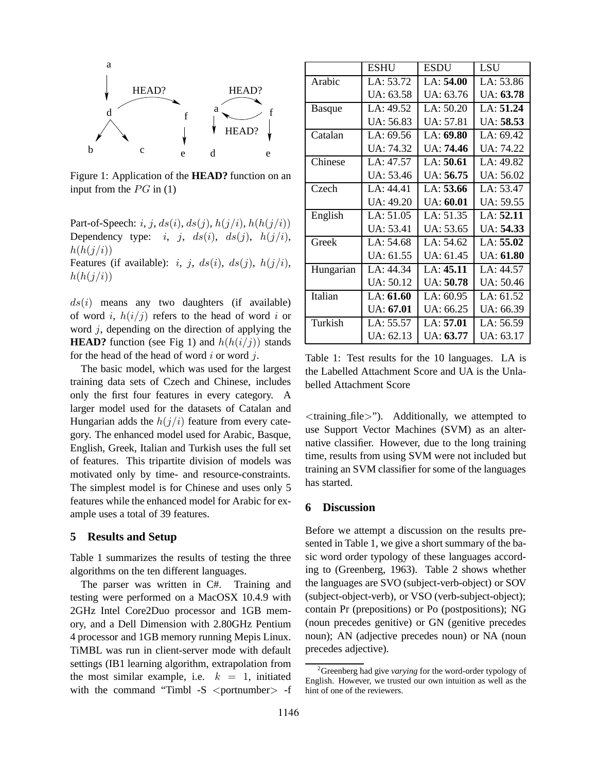Figure 1: Application of the **HEAD?** function on an input from the $PG$ in (1)

Part-of-Speech: $i$, $j$, $ds(i)$, $ds(j)$, $h(j/i)$, $h(h(j/i))$
Dependency type: $i$, $j$, $ds(i)$, $ds(j)$, $h(j/i)$, $h(h(j/i))$
Features (if available): $i$, $j$, $ds(i)$, $ds(j)$, $h(j/i)$, $h(h(j/i))$

$ds(i)$ means any two daughters (if available) of word $i$, $h(i/j)$ refers to the head of word $i$ or word $j$, depending on the direction of applying the **HEAD?** function (see Fig 1) and $h(h(i/j))$ stands for the head of the head of word $i$ or word $j$.

The basic model, which was used for the largest training data sets of Czech and Chinese, includes only the first four features in every category. A larger model used for the datasets of Catalan and Hungarian adds the $h(j/i)$ feature from every category. The enhanced model used for Arabic, Basque, English, Greek, Italian and Turkish uses the full set of features. This tripartite division of models was motivated only by time- and resource-constraints. The simplest model is for Chinese and uses only 5 features while the enhanced model for Arabic for example uses a total of 39 features.

## 5 Results and Setup

Table 1 summarizes the results of testing the three algorithms on the ten different languages.

The parser was written in C#. Training and testing were performed on a MacOSX 10.4.9 with 2GHz Intel Core2Duo processor and 1GB memory, and a Dell Dimension with 2.80GHz Pentium 4 processor and 1GB memory running Mepis Linux. TiMBL was run in client-server mode with default settings (IB1 learning algorithm, extrapolation from the most similar example, i.e. $k = 1$, initiated with the command "Timbl -S <portnumber> -f <training_file>"). Additionally, we attempted to use Support Vector Machines (SVM) as an alternative classifier. However, due to the long training time, results from using SVM were not included but training an SVM classifier for some of the languages has started.

| | ESHU | ESDU | LSU |
|---|---|---|---|
| Arabic | LA: 53.72 | LA: **54.00** | LA: 53.86 |
| | UA: 63.58 | UA: 63.76 | UA: **63.78** |
| Basque | LA: 49.52 | LA: 50.20 | LA: **51.24** |
| | UA: 56.83 | UA: 57.81 | UA: **58.53** |
| Catalan | LA: 69.56 | LA: **69.80** | LA: 69.42 |
| | UA: 74.32 | UA: **74.46** | UA: 74.22 |
| Chinese | LA: 47.57 | LA: **50.61** | LA: 49.82 |
| | UA: 53.46 | UA: **56.75** | UA: 56.02 |
| Czech | LA: 44.41 | LA: **53.66** | LA: 53.47 |
| | UA: 49.20 | UA: **60.01** | UA: 59.55 |
| English | LA: 51.05 | LA: 51.35 | LA: **52.11** |
| | UA: 53.41 | UA: 53.65 | UA: **54.33** |
| Greek | LA: 54.68 | LA: 54.62 | LA: **55.02** |
| | UA: 61.55 | UA: 61.45 | UA: **61.80** |
| Hungarian | LA: 44.34 | LA: **45.11** | LA: 44.57 |
| | UA: 50.12 | UA: **50.78** | UA: 50.46 |
| Italian | LA: **61.60** | LA: 60.95 | LA: 61.52 |
| | UA: **67.01** | UA: 66.25 | UA: 66.39 |
| Turkish | LA: 55.57 | LA: **57.01** | LA: 56.59 |
| | UA: 62.13 | UA: **63.77** | UA: 63.17 |

Table 1: Test results for the 10 languages. LA is the Labelled Attachment Score and UA is the Unlabelled Attachment Score

## 6 Discussion

Before we attempt a discussion on the results presented in Table 1, we give a short summary of the basic word order typology of these languages according to (Greenberg, 1963). Table 2 shows whether the languages are SVO (subject-verb-object) or SOV (subject-object-verb), or VSO (verb-subject-object); contain Pr (prepositions) or Po (postpositions); NG (noun precedes genitive) or GN (genitive precedes noun); AN (adjective precedes noun) or NA (noun precedes adjective).

[2] Greenberg had give *varying* for the word-order typology of English. However, we trusted our own intuition as well as the hint of one of the reviewers.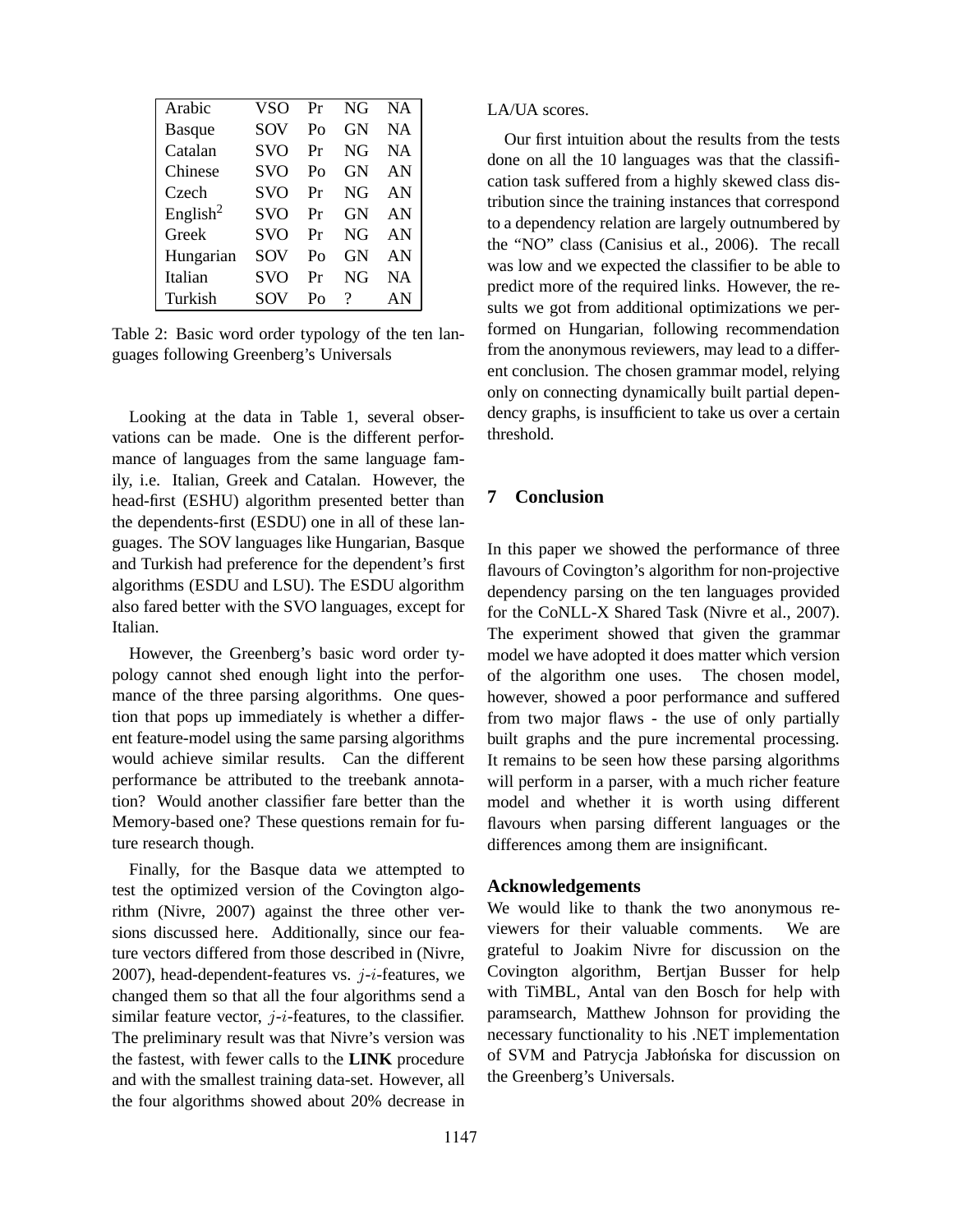| Arabic | VSO | Pr | NG | NA |
|---|---|---|---|---|
| Basque | SOV | Po | GN | NA |
| Catalan | SVO | Pr | NG | NA |
| Chinese | SVO | Po | GN | AN |
| Czech | SVO | Pr | NG | AN |
| English[2] | SVO | Pr | GN | AN |
| Greek | SVO | Pr | NG | AN |
| Hungarian | SOV | Po | GN | AN |
| Italian | SVO | Pr | NG | NA |
| Turkish | SOV | Po | ? | AN |

Table 2: Basic word order typology of the ten languages following Greenberg's Universals

Looking at the data in Table 1, several observations can be made. One is the different performance of languages from the same language family, i.e. Italian, Greek and Catalan. However, the head-first (ESHU) algorithm presented better than the dependents-first (ESDU) one in all of these languages. The SOV languages like Hungarian, Basque and Turkish had preference for the dependent's first algorithms (ESDU and LSU). The ESDU algorithm also fared better with the SVO languages, except for Italian.

However, the Greenberg's basic word order typology cannot shed enough light into the performance of the three parsing algorithms. One question that pops up immediately is whether a different feature-model using the same parsing algorithms would achieve similar results. Can the different performance be attributed to the treebank annotation? Would another classifier fare better than the Memory-based one? These questions remain for future research though.

Finally, for the Basque data we attempted to test the optimized version of the Covington algorithm (Nivre, 2007) against the three other versions discussed here. Additionally, since our feature vectors differed from those described in (Nivre, 2007), head-dependent-features vs. $j$-$i$-features, we changed them so that all the four algorithms send a similar feature vector, $j$-$i$-features, to the classifier. The preliminary result was that Nivre's version was the fastest, with fewer calls to the **LINK** procedure and with the smallest training data-set. However, all the four algorithms showed about 20% decrease in LA/UA scores.

Our first intuition about the results from the tests done on all the 10 languages was that the classification task suffered from a highly skewed class distribution since the training instances that correspond to a dependency relation are largely outnumbered by the "NO" class (Canisius et al., 2006). The recall was low and we expected the classifier to be able to predict more of the required links. However, the results we got from additional optimizations we performed on Hungarian, following recommendation from the anonymous reviewers, may lead to a different conclusion. The chosen grammar model, relying only on connecting dynamically built partial dependency graphs, is insufficient to take us over a certain threshold.

## 7 Conclusion

In this paper we showed the performance of three flavours of Covington's algorithm for non-projective dependency parsing on the ten languages provided for the CoNLL-X Shared Task (Nivre et al., 2007). The experiment showed that given the grammar model we have adopted it does matter which version of the algorithm one uses. The chosen model, however, showed a poor performance and suffered from two major flaws - the use of only partially built graphs and the pure incremental processing. It remains to be seen how these parsing algorithms will perform in a parser, with a much richer feature model and whether it is worth using different flavours when parsing different languages or the differences among them are insignificant.

### Acknowledgements

We would like to thank the two anonymous reviewers for their valuable comments. We are grateful to Joakim Nivre for discussion on the Covington algorithm, Bertjan Busser for help with TiMBL, Antal van den Bosch for help with paramsearch, Matthew Johnson for providing the necessary functionality to his .NET implementation of SVM and Patrycja Jabłońska for discussion on the Greenberg's Universals.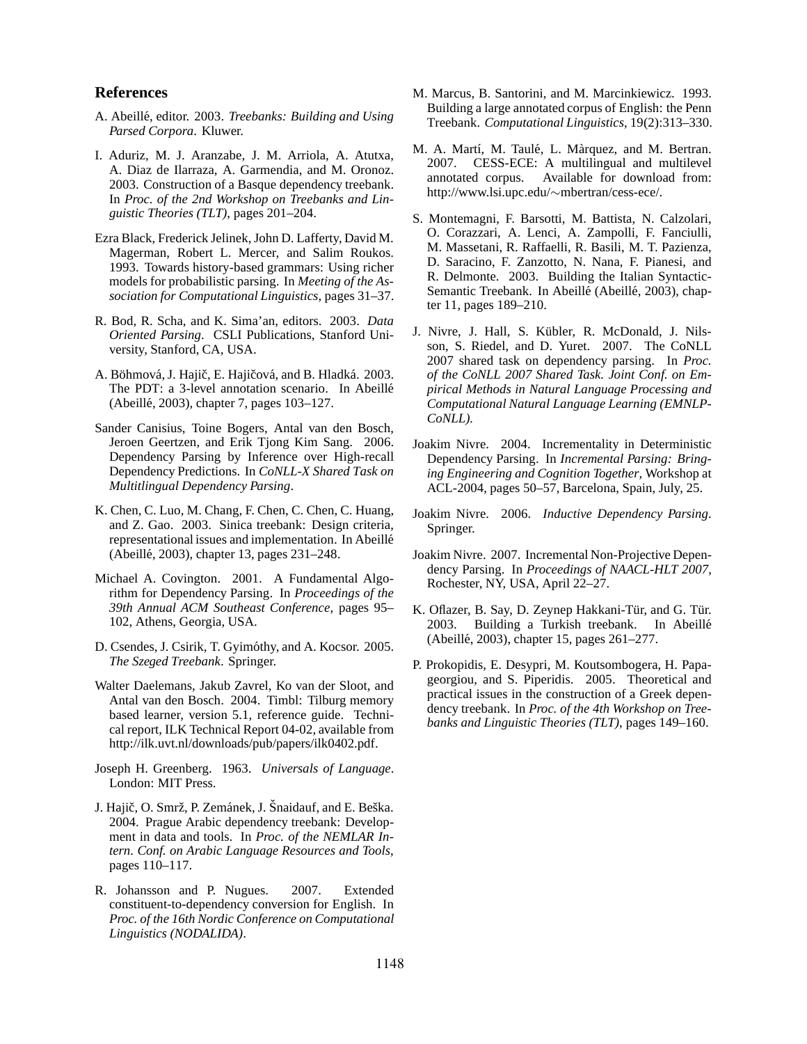## References

A. Abeillé, editor. 2003. *Treebanks: Building and Using Parsed Corpora*. Kluwer.

I. Aduriz, M. J. Aranzabe, J. M. Arriola, A. Atutxa, A. Diaz de Ilarraza, A. Garmendia, and M. Oronoz. 2003. Construction of a Basque dependency treebank. In *Proc. of the 2nd Workshop on Treebanks and Linguistic Theories (TLT)*, pages 201–204.

Ezra Black, Frederick Jelinek, John D. Lafferty, David M. Magerman, Robert L. Mercer, and Salim Roukos. 1993. Towards history-based grammars: Using richer models for probabilistic parsing. In *Meeting of the Association for Computational Linguistics*, pages 31–37.

R. Bod, R. Scha, and K. Sima'an, editors. 2003. *Data Oriented Parsing*. CSLI Publications, Stanford University, Stanford, CA, USA.

A. Böhmová, J. Hajič, E. Hajičová, and B. Hladká. 2003. The PDT: a 3-level annotation scenario. In Abeillé (Abeillé, 2003), chapter 7, pages 103–127.

Sander Canisius, Toine Bogers, Antal van den Bosch, Jeroen Geertzen, and Erik Tjong Kim Sang. 2006. Dependency Parsing by Inference over High-recall Dependency Predictions. In *CoNLL-X Shared Task on Multitlingual Dependency Parsing*.

K. Chen, C. Luo, M. Chang, F. Chen, C. Chen, C. Huang, and Z. Gao. 2003. Sinica treebank: Design criteria, representational issues and implementation. In Abeillé (Abeillé, 2003), chapter 13, pages 231–248.

Michael A. Covington. 2001. A Fundamental Algorithm for Dependency Parsing. In *Proceedings of the 39th Annual ACM Southeast Conference*, pages 95–102, Athens, Georgia, USA.

D. Csendes, J. Csirik, T. Gyimóthy, and A. Kocsor. 2005. *The Szeged Treebank*. Springer.

Walter Daelemans, Jakub Zavrel, Ko van der Sloot, and Antal van den Bosch. 2004. Timbl: Tilburg memory based learner, version 5.1, reference guide. Technical report, ILK Technical Report 04-02, available from http://ilk.uvt.nl/downloads/pub/papers/ilk0402.pdf.

Joseph H. Greenberg. 1963. *Universals of Language*. London: MIT Press.

J. Hajič, O. Smrž, P. Zemánek, J. Šnaidauf, and E. Beška. 2004. Prague Arabic dependency treebank: Development in data and tools. In *Proc. of the NEMLAR Intern. Conf. on Arabic Language Resources and Tools*, pages 110–117.

R. Johansson and P. Nugues. 2007. Extended constituent-to-dependency conversion for English. In *Proc. of the 16th Nordic Conference on Computational Linguistics (NODALIDA)*.

M. Marcus, B. Santorini, and M. Marcinkiewicz. 1993. Building a large annotated corpus of English: the Penn Treebank. *Computational Linguistics*, 19(2):313–330.

M. A. Martí, M. Taulé, L. Màrquez, and M. Bertran. 2007. CESS-ECE: A multilingual and multilevel annotated corpus. Available for download from: http://www.lsi.upc.edu/∼mbertran/cess-ece/.

S. Montemagni, F. Barsotti, M. Battista, N. Calzolari, O. Corazzari, A. Lenci, A. Zampolli, F. Fanciulli, M. Massetani, R. Raffaelli, R. Basili, M. T. Pazienza, D. Saracino, F. Zanzotto, N. Nana, F. Pianesi, and R. Delmonte. 2003. Building the Italian Syntactic-Semantic Treebank. In Abeillé (Abeillé, 2003), chapter 11, pages 189–210.

J. Nivre, J. Hall, S. Kübler, R. McDonald, J. Nilsson, S. Riedel, and D. Yuret. 2007. The CoNLL 2007 shared task on dependency parsing. In *Proc. of the CoNLL 2007 Shared Task. Joint Conf. on Empirical Methods in Natural Language Processing and Computational Natural Language Learning (EMNLP-CoNLL)*.

Joakim Nivre. 2004. Incrementality in Deterministic Dependency Parsing. In *Incremental Parsing: Bringing Engineering and Cognition Together*, Workshop at ACL-2004, pages 50–57, Barcelona, Spain, July, 25.

Joakim Nivre. 2006. *Inductive Dependency Parsing*. Springer.

Joakim Nivre. 2007. Incremental Non-Projective Dependency Parsing. In *Proceedings of NAACL-HLT 2007*, Rochester, NY, USA, April 22–27.

K. Oflazer, B. Say, D. Zeynep Hakkani-Tür, and G. Tür. 2003. Building a Turkish treebank. In Abeillé (Abeillé, 2003), chapter 15, pages 261–277.

P. Prokopidis, E. Desypri, M. Koutsombogera, H. Papageorgiou, and S. Piperidis. 2005. Theoretical and practical issues in the construction of a Greek dependency treebank. In *Proc. of the 4th Workshop on Treebanks and Linguistic Theories (TLT)*, pages 149–160.